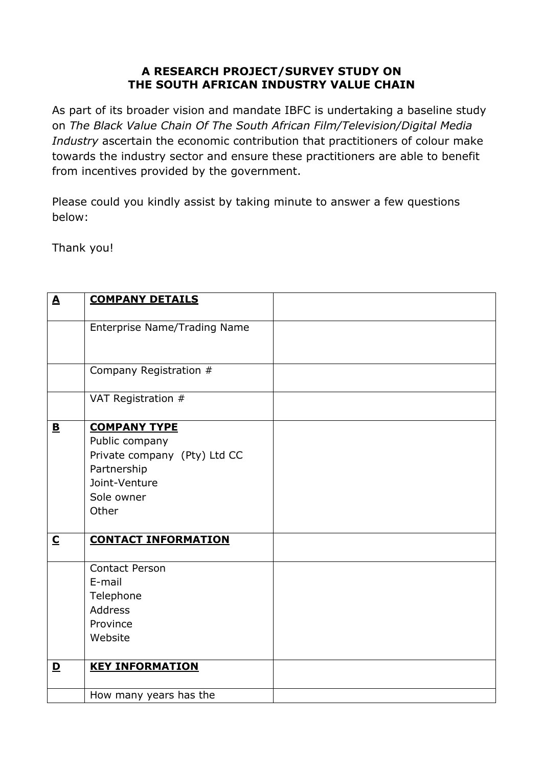**A RESEARCH PROJECT/SURVEY STUDY ON**
**THE SOUTH AFRICAN INDUSTRY VALUE CHAIN**

As part of its broader vision and mandate IBFC is undertaking a baseline study on *The Black Value Chain Of The South African Film/Television/Digital Media Industry* ascertain the economic contribution that practitioners of colour make towards the industry sector and ensure these practitioners are able to benefit from incentives provided by the government.

Please could you kindly assist by taking minute to answer a few questions below:

Thank you!

| **A** | **COMPANY DETAILS** | |
|---|---|---|
| | Enterprise Name/Trading Name | |
| | Company Registration # | |
| | VAT Registration # | |
| **B** | **COMPANY TYPE**<br>Public company<br>Private company (Pty) Ltd CC<br>Partnership<br>Joint-Venture<br>Sole owner<br>Other | |
| **C** | **CONTACT INFORMATION** | |
| | Contact Person<br>E-mail<br>Telephone<br>Address<br>Province<br>Website | |
| **D** | **KEY INFORMATION** | |
| | How many years has the | |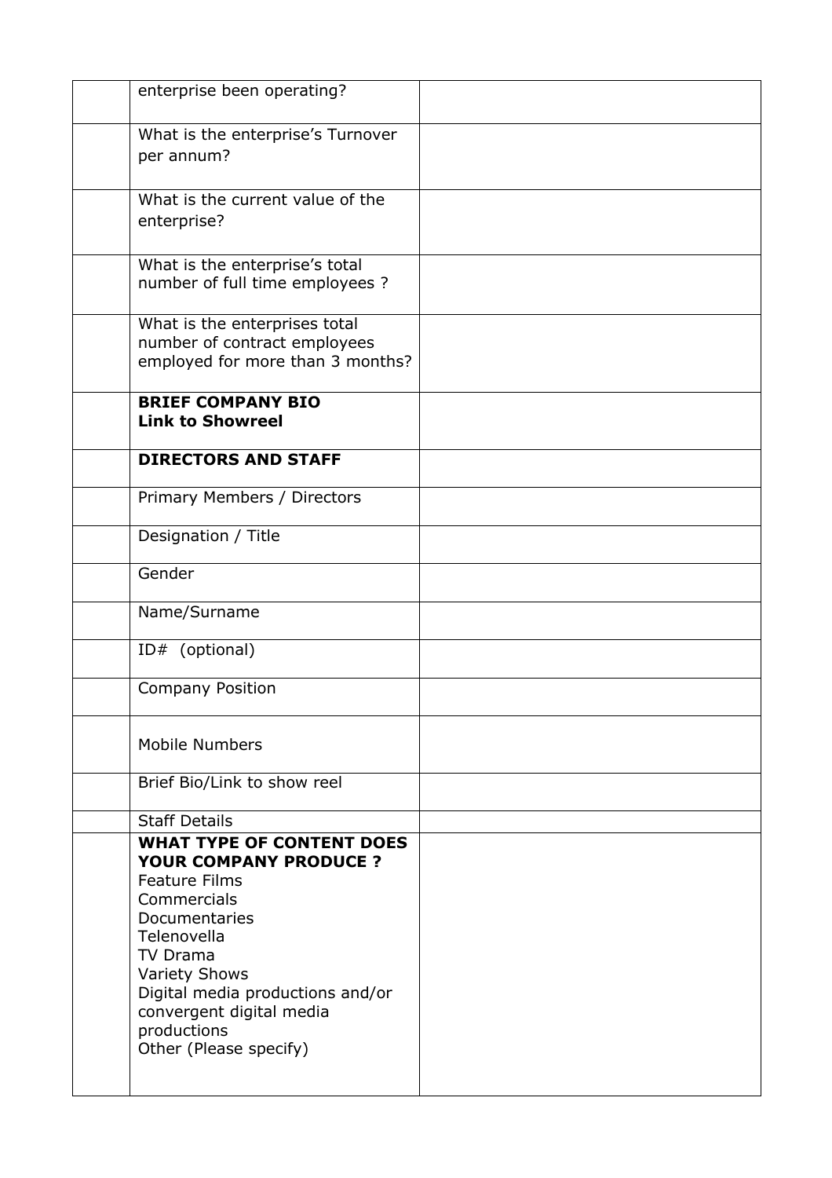| | | |
|---|---|---|
| | enterprise been operating? | |
| | What is the enterprise's Turnover per annum? | |
| | What is the current value of the enterprise? | |
| | What is the enterprise's total number of full time employees ? | |
| | What is the enterprises total number of contract employees employed for more than 3 months? | |
| | **BRIEF COMPANY BIO**<br>**Link to Showreel** | |
| | **DIRECTORS AND STAFF** | |
| | Primary Members / Directors | |
| | Designation / Title | |
| | Gender | |
| | Name/Surname | |
| | ID# (optional) | |
| | Company Position | |
| | Mobile Numbers | |
| | Brief Bio/Link to show reel | |
| | Staff Details | |
| | **WHAT TYPE OF CONTENT DOES YOUR COMPANY PRODUCE ?**<br>Feature Films<br>Commercials<br>Documentaries<br>Telenovella<br>TV Drama<br>Variety Shows<br>Digital media productions and/or convergent digital media productions<br>Other (Please specify) | |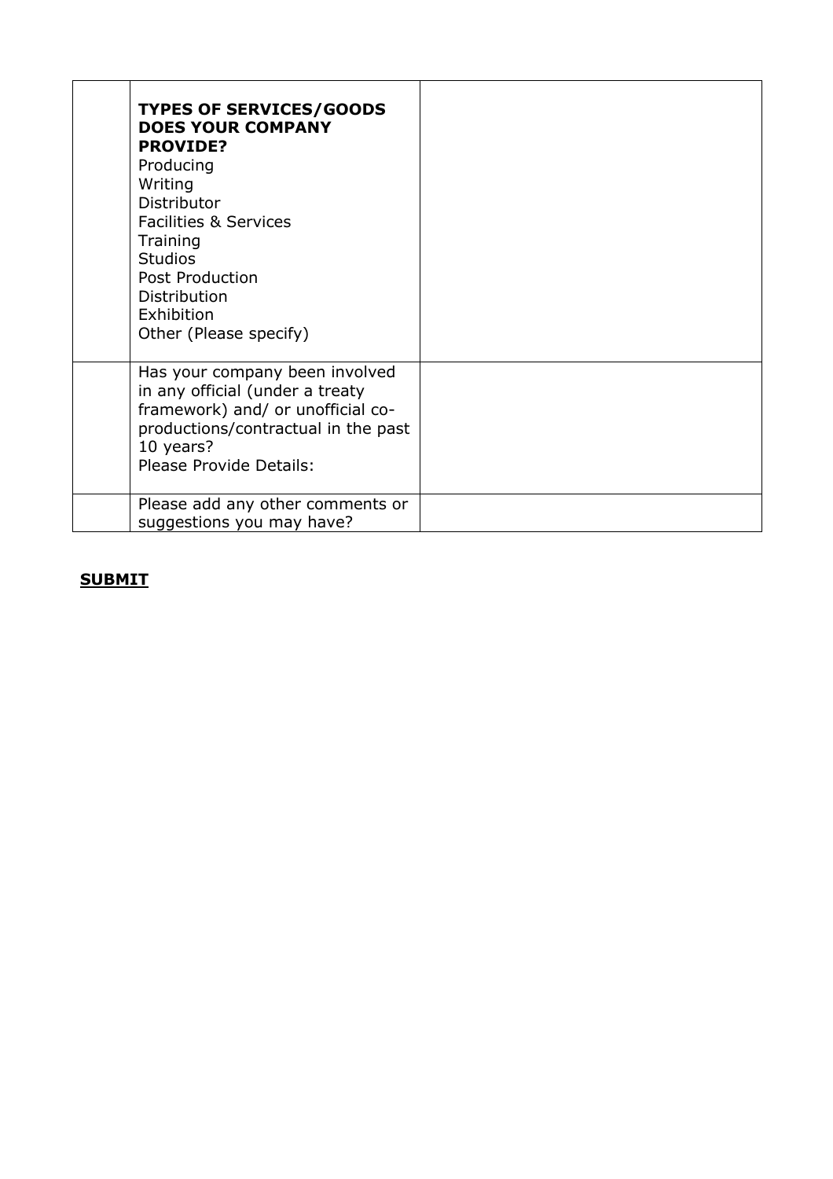| | | |
|---|---|---|
| | **TYPES OF SERVICES/GOODS DOES YOUR COMPANY PROVIDE?**<br>Producing<br>Writing<br>Distributor<br>Facilities & Services<br>Training<br>Studios<br>Post Production<br>Distribution<br>Exhibition<br>Other (Please specify) | |
| | Has your company been involved in any official (under a treaty framework) and/ or unofficial co-productions/contractual in the past 10 years?<br>Please Provide Details: | |
| | Please add any other comments or suggestions you may have? | |

**SUBMIT**